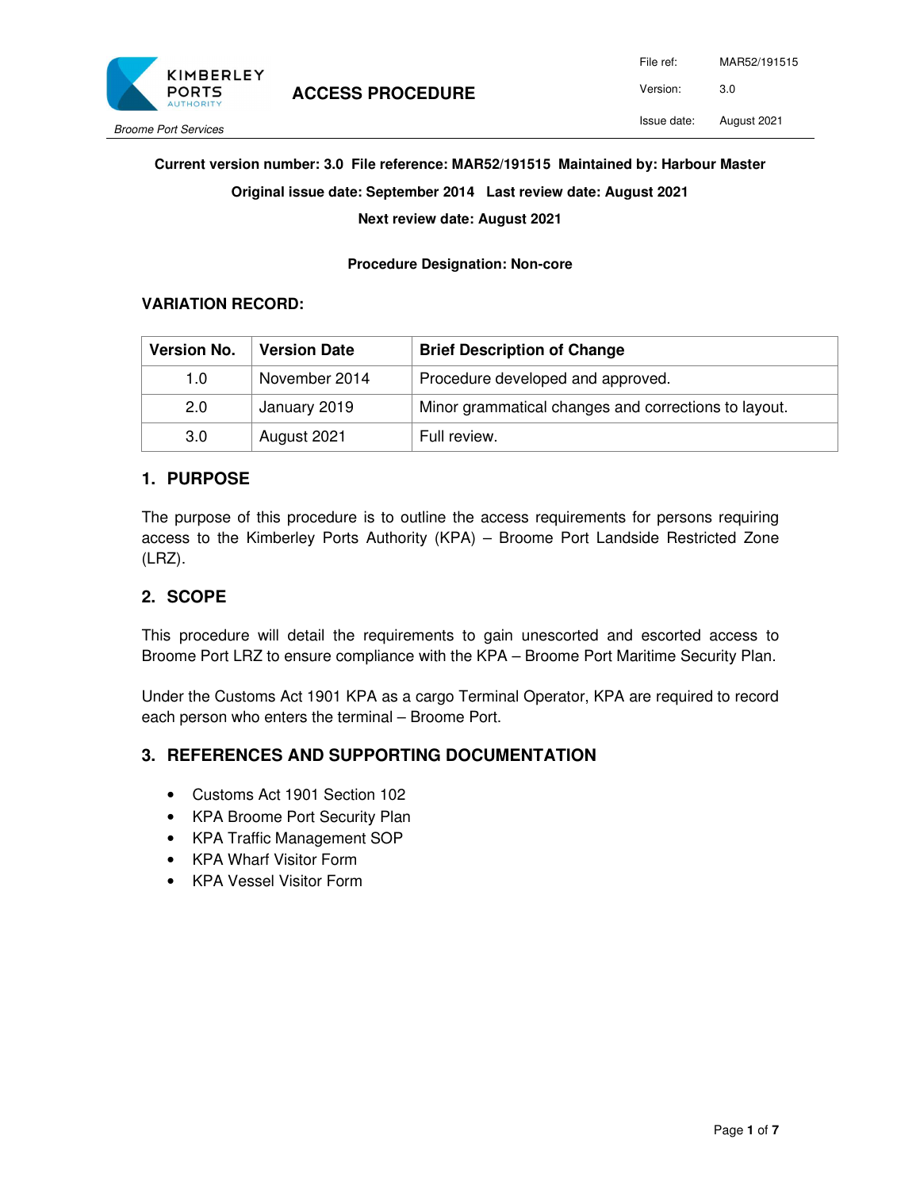# ACCESS PROCEDURE

Broome Port Services

| File ref: | MAR52/191515 |
|---|---|
| Version: | 3.0 |
| Issue date: | August 2021 |

**Current version number: 3.0 File reference: MAR52/191515 Maintained by: Harbour Master**

**Original issue date: September 2014 Last review date: August 2021**

**Next review date: August 2021**

**Procedure Designation: Non-core**

**VARIATION RECORD:**

| Version No. | Version Date | Brief Description of Change |
|---|---|---|
| 1.0 | November 2014 | Procedure developed and approved. |
| 2.0 | January 2019 | Minor grammatical changes and corrections to layout. |
| 3.0 | August 2021 | Full review. |

## 1. PURPOSE

The purpose of this procedure is to outline the access requirements for persons requiring access to the Kimberley Ports Authority (KPA) – Broome Port Landside Restricted Zone (LRZ).

## 2. SCOPE

This procedure will detail the requirements to gain unescorted and escorted access to Broome Port LRZ to ensure compliance with the KPA – Broome Port Maritime Security Plan.

Under the Customs Act 1901 KPA as a cargo Terminal Operator, KPA are required to record each person who enters the terminal – Broome Port.

## 3. REFERENCES AND SUPPORTING DOCUMENTATION

- Customs Act 1901 Section 102
- KPA Broome Port Security Plan
- KPA Traffic Management SOP
- KPA Wharf Visitor Form
- KPA Vessel Visitor Form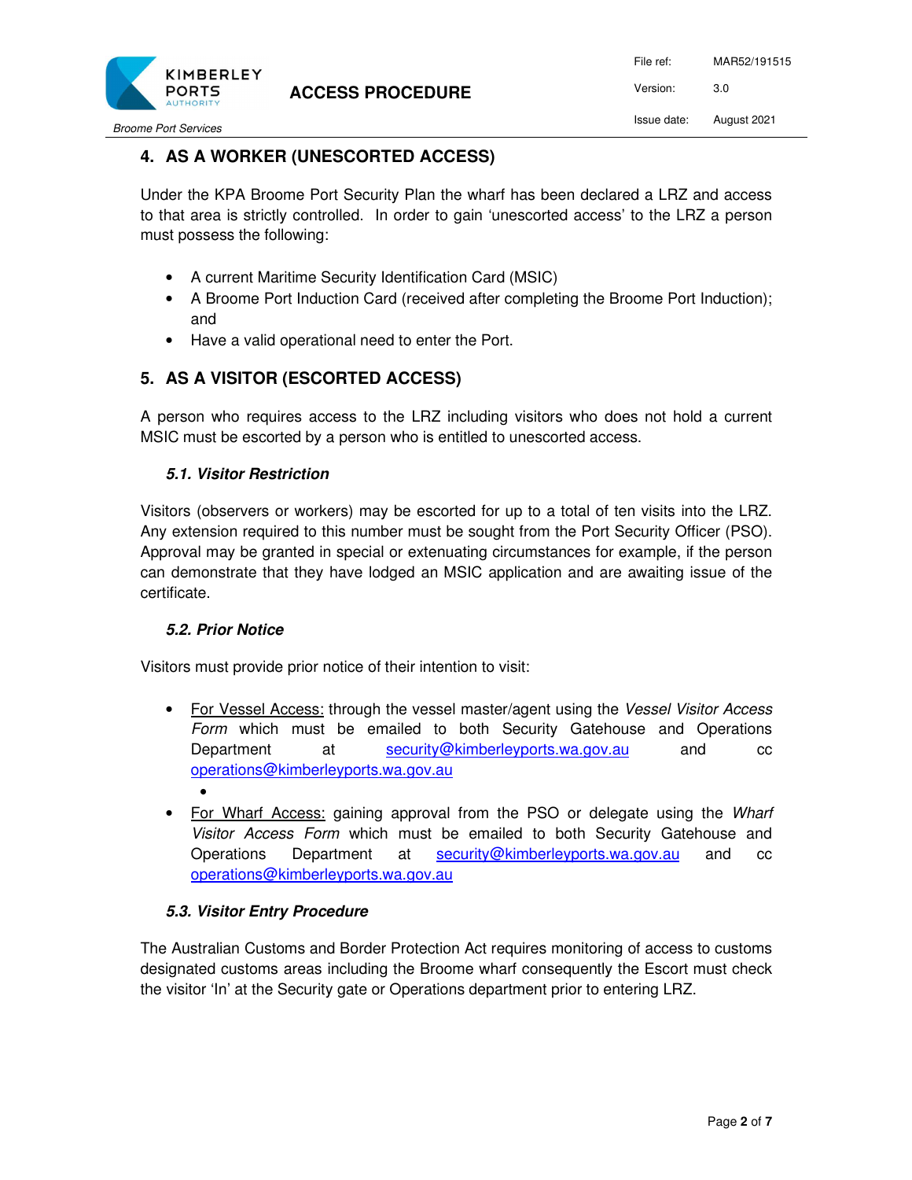## 4. AS A WORKER (UNESCORTED ACCESS)

Under the KPA Broome Port Security Plan the wharf has been declared a LRZ and access to that area is strictly controlled. In order to gain 'unescorted access' to the LRZ a person must possess the following:

- A current Maritime Security Identification Card (MSIC)
- A Broome Port Induction Card (received after completing the Broome Port Induction); and
- Have a valid operational need to enter the Port.

## 5. AS A VISITOR (ESCORTED ACCESS)

A person who requires access to the LRZ including visitors who does not hold a current MSIC must be escorted by a person who is entitled to unescorted access.

### *5.1. Visitor Restriction*

Visitors (observers or workers) may be escorted for up to a total of ten visits into the LRZ. Any extension required to this number must be sought from the Port Security Officer (PSO). Approval may be granted in special or extenuating circumstances for example, if the person can demonstrate that they have lodged an MSIC application and are awaiting issue of the certificate.

### *5.2. Prior Notice*

Visitors must provide prior notice of their intention to visit:

- For Vessel Access: through the vessel master/agent using the *Vessel Visitor Access Form* which must be emailed to both Security Gatehouse and Operations Department at security@kimberleyports.wa.gov.au and cc operations@kimberleyports.wa.gov.au
- For Wharf Access: gaining approval from the PSO or delegate using the *Wharf Visitor Access Form* which must be emailed to both Security Gatehouse and Operations Department at security@kimberleyports.wa.gov.au and cc operations@kimberleyports.wa.gov.au

### *5.3. Visitor Entry Procedure*

The Australian Customs and Border Protection Act requires monitoring of access to customs designated customs areas including the Broome wharf consequently the Escort must check the visitor 'In' at the Security gate or Operations department prior to entering LRZ.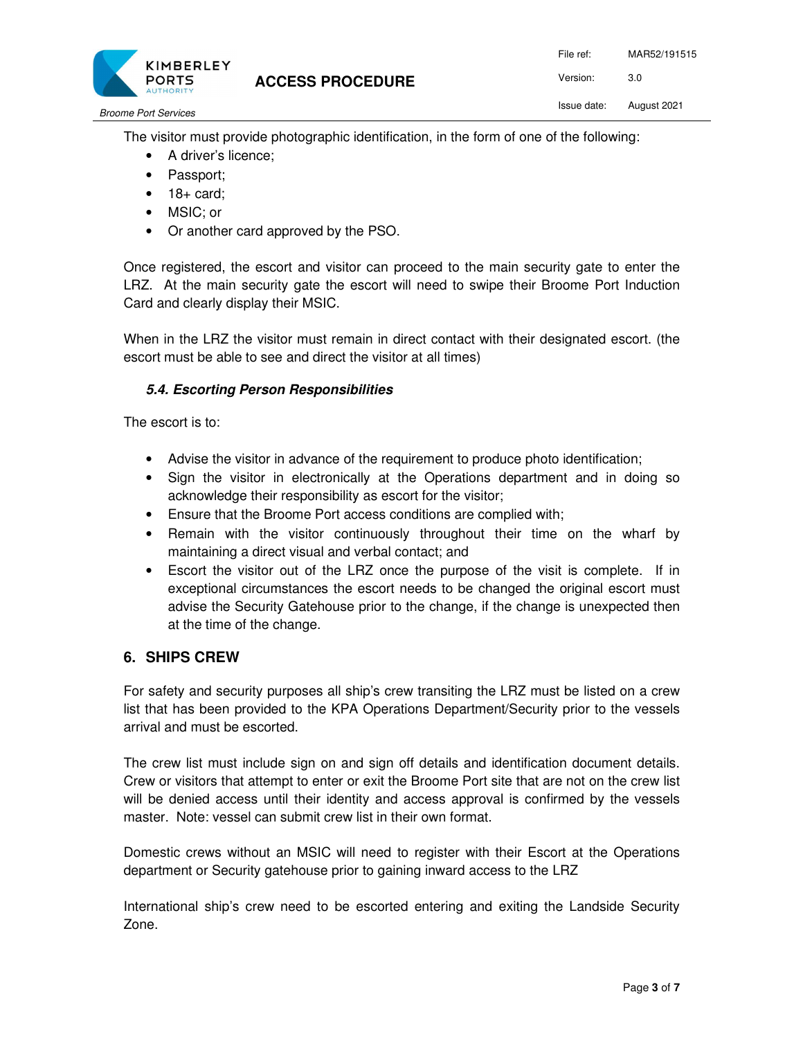The visitor must provide photographic identification, in the form of one of the following:

- A driver's licence;
- Passport;
- 18+ card;
- MSIC; or
- Or another card approved by the PSO.

Once registered, the escort and visitor can proceed to the main security gate to enter the LRZ. At the main security gate the escort will need to swipe their Broome Port Induction Card and clearly display their MSIC.

When in the LRZ the visitor must remain in direct contact with their designated escort. (the escort must be able to see and direct the visitor at all times)

### *5.4. Escorting Person Responsibilities*

The escort is to:

- Advise the visitor in advance of the requirement to produce photo identification;
- Sign the visitor in electronically at the Operations department and in doing so acknowledge their responsibility as escort for the visitor;
- Ensure that the Broome Port access conditions are complied with;
- Remain with the visitor continuously throughout their time on the wharf by maintaining a direct visual and verbal contact; and
- Escort the visitor out of the LRZ once the purpose of the visit is complete. If in exceptional circumstances the escort needs to be changed the original escort must advise the Security Gatehouse prior to the change, if the change is unexpected then at the time of the change.

## 6. SHIPS CREW

For safety and security purposes all ship's crew transiting the LRZ must be listed on a crew list that has been provided to the KPA Operations Department/Security prior to the vessels arrival and must be escorted.

The crew list must include sign on and sign off details and identification document details. Crew or visitors that attempt to enter or exit the Broome Port site that are not on the crew list will be denied access until their identity and access approval is confirmed by the vessels master. Note: vessel can submit crew list in their own format.

Domestic crews without an MSIC will need to register with their Escort at the Operations department or Security gatehouse prior to gaining inward access to the LRZ

International ship's crew need to be escorted entering and exiting the Landside Security Zone.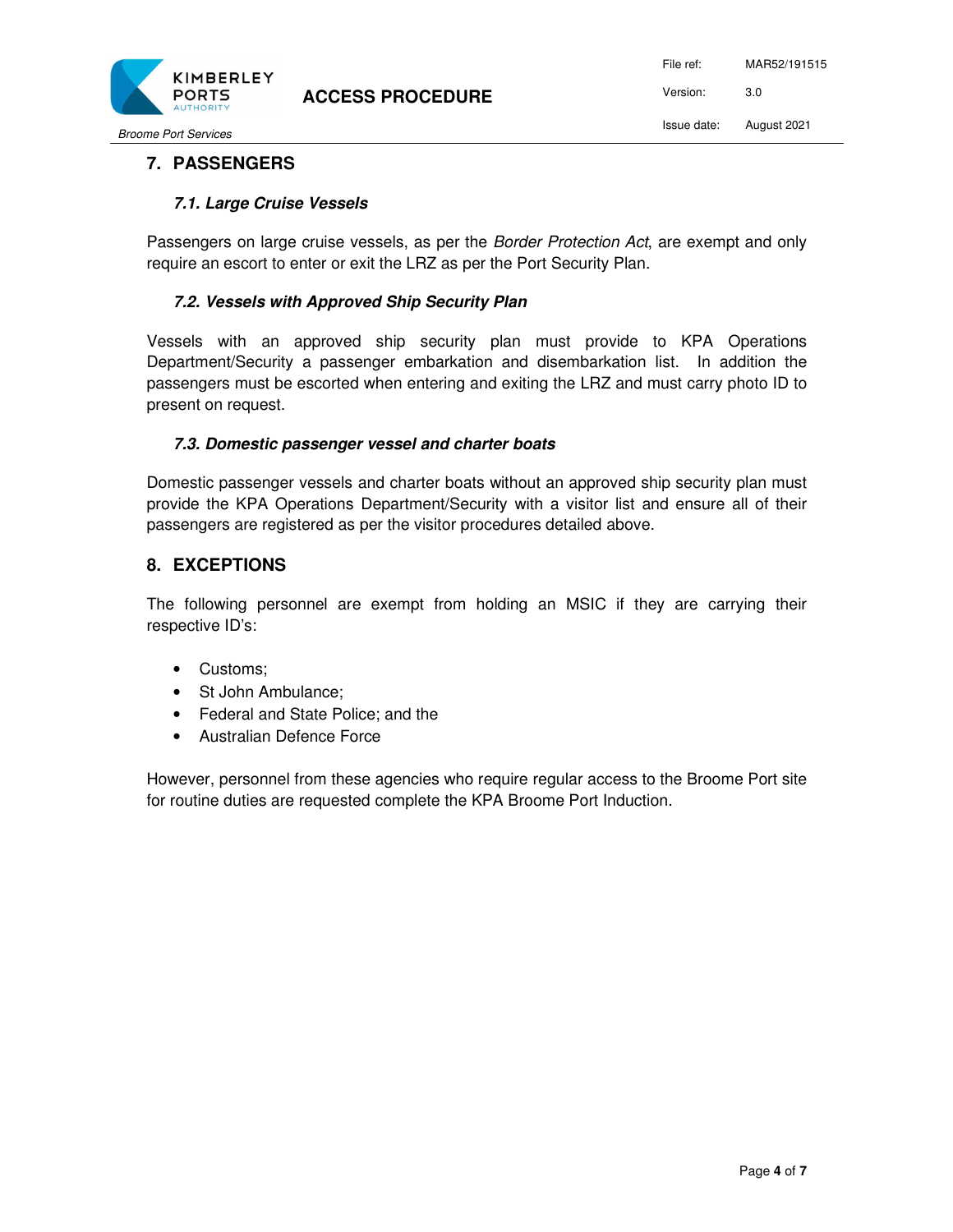## 7. PASSENGERS

### *7.1. Large Cruise Vessels*

Passengers on large cruise vessels, as per the *Border Protection Act*, are exempt and only require an escort to enter or exit the LRZ as per the Port Security Plan.

### *7.2. Vessels with Approved Ship Security Plan*

Vessels with an approved ship security plan must provide to KPA Operations Department/Security a passenger embarkation and disembarkation list. In addition the passengers must be escorted when entering and exiting the LRZ and must carry photo ID to present on request.

### *7.3. Domestic passenger vessel and charter boats*

Domestic passenger vessels and charter boats without an approved ship security plan must provide the KPA Operations Department/Security with a visitor list and ensure all of their passengers are registered as per the visitor procedures detailed above.

## 8. EXCEPTIONS

The following personnel are exempt from holding an MSIC if they are carrying their respective ID's:

- Customs;
- St John Ambulance;
- Federal and State Police; and the
- Australian Defence Force

However, personnel from these agencies who require regular access to the Broome Port site for routine duties are requested complete the KPA Broome Port Induction.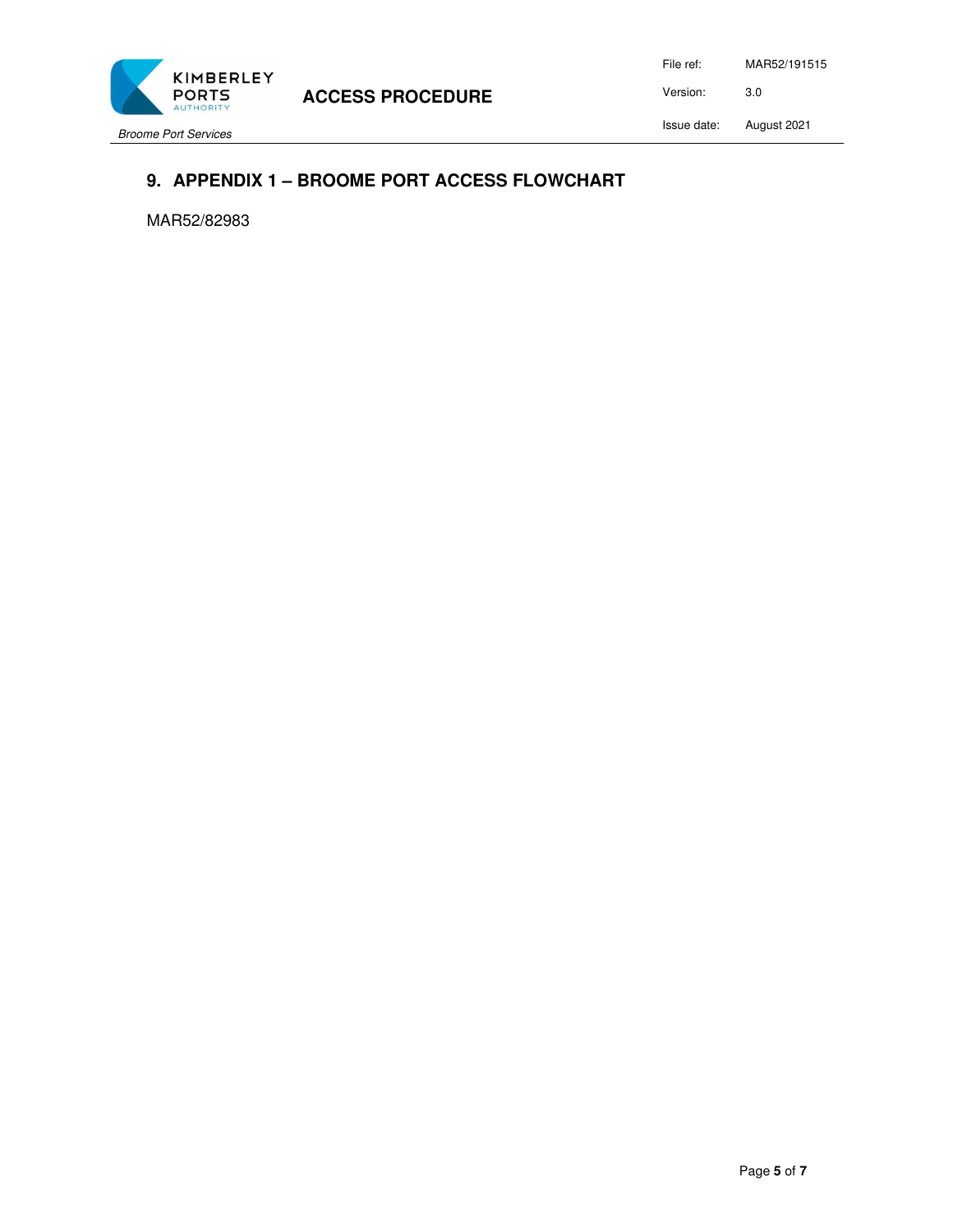## 9. APPENDIX 1 – BROOME PORT ACCESS FLOWCHART

MAR52/82983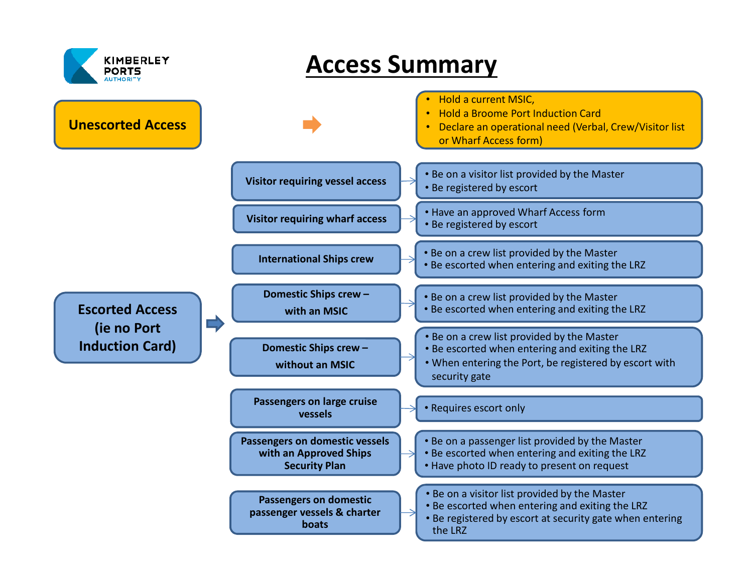# Access Summary

## Unescorted Access

- Hold a current MSIC,
- Hold a Broome Port Induction Card
- Declare an operational need (Verbal, Crew/Visitor list or Wharf Access form)

## Escorted Access (ie no Port Induction Card)

**Visitor requiring vessel access**
- Be on a visitor list provided by the Master
- Be registered by escort

**Visitor requiring wharf access**
- Have an approved Wharf Access form
- Be registered by escort

**International Ships crew**
- Be on a crew list provided by the Master
- Be escorted when entering and exiting the LRZ

**Domestic Ships crew – with an MSIC**
- Be on a crew list provided by the Master
- Be escorted when entering and exiting the LRZ

**Domestic Ships crew – without an MSIC**
- Be on a crew list provided by the Master
- Be escorted when entering and exiting the LRZ
- When entering the Port, be registered by escort with security gate

**Passengers on large cruise vessels**
- Requires escort only

**Passengers on domestic vessels with an Approved Ships Security Plan**
- Be on a passenger list provided by the Master
- Be escorted when entering and exiting the LRZ
- Have photo ID ready to present on request

**Passengers on domestic passenger vessels & charter boats**
- Be on a visitor list provided by the Master
- Be escorted when entering and exiting the LRZ
- Be registered by escort at security gate when entering the LRZ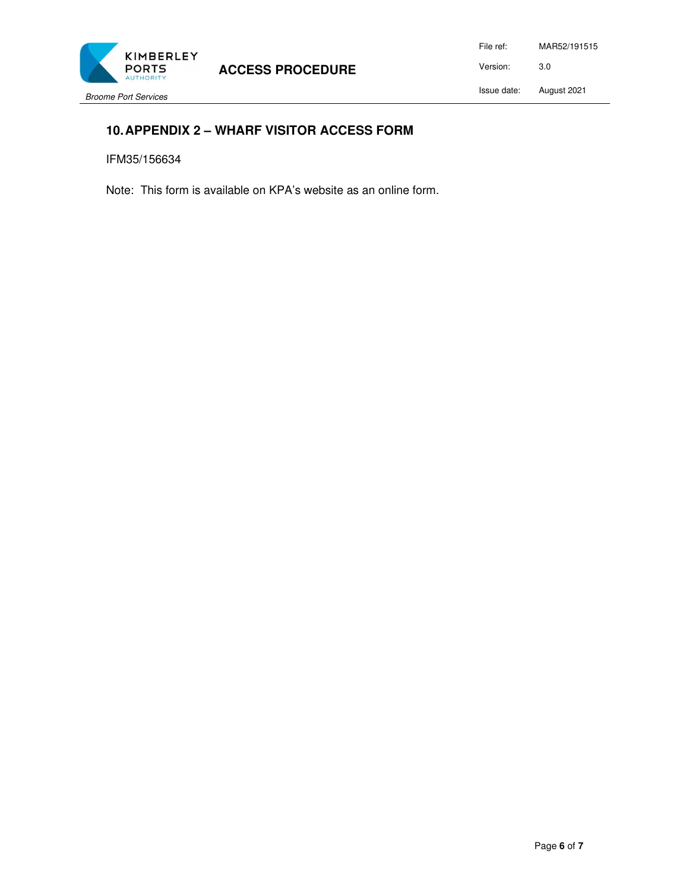## 10. APPENDIX 2 – WHARF VISITOR ACCESS FORM

IFM35/156634

Note: This form is available on KPA's website as an online form.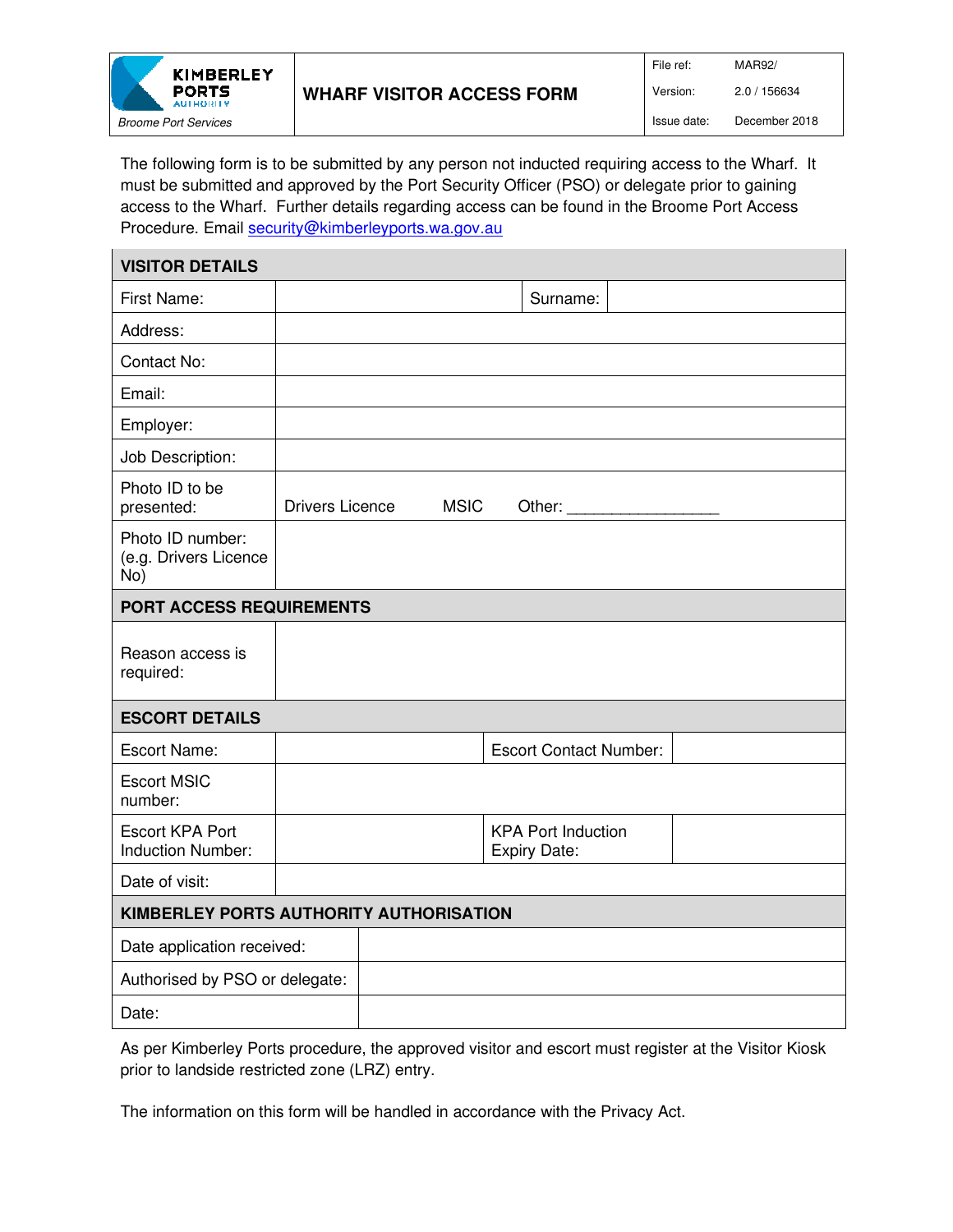| KIMBERLEY PORTS AUTHORITY<br>*Broome Port Services* | **WHARF VISITOR ACCESS FORM** | File ref: MAR92/<br>Version: 2.0 / 156634<br>Issue date: December 2018 |
|---|---|---|

The following form is to be submitted by any person not inducted requiring access to the Wharf. It must be submitted and approved by the Port Security Officer (PSO) or delegate prior to gaining access to the Wharf. Further details regarding access can be found in the Broome Port Access Procedure. Email security@kimberleyports.wa.gov.au

| **VISITOR DETAILS** | | | |
|---|---|---|---|
| First Name: | | Surname: | |
| Address: | | | |
| Contact No: | | | |
| Email: | | | |
| Employer: | | | |
| Job Description: | | | |
| Photo ID to be presented: | Drivers Licence MSIC Other: _________________ | | |
| Photo ID number: (e.g. Drivers Licence No) | | | |
| **PORT ACCESS REQUIREMENTS** | | | |
| Reason access is required: | | | |
| **ESCORT DETAILS** | | | |
| Escort Name: | | Escort Contact Number: | |
| Escort MSIC number: | | | |
| Escort KPA Port Induction Number: | | KPA Port Induction Expiry Date: | |
| Date of visit: | | | |
| **KIMBERLEY PORTS AUTHORITY AUTHORISATION** | | | |
| Date application received: | | | |
| Authorised by PSO or delegate: | | | |
| Date: | | | |

As per Kimberley Ports procedure, the approved visitor and escort must register at the Visitor Kiosk prior to landside restricted zone (LRZ) entry.

The information on this form will be handled in accordance with the Privacy Act.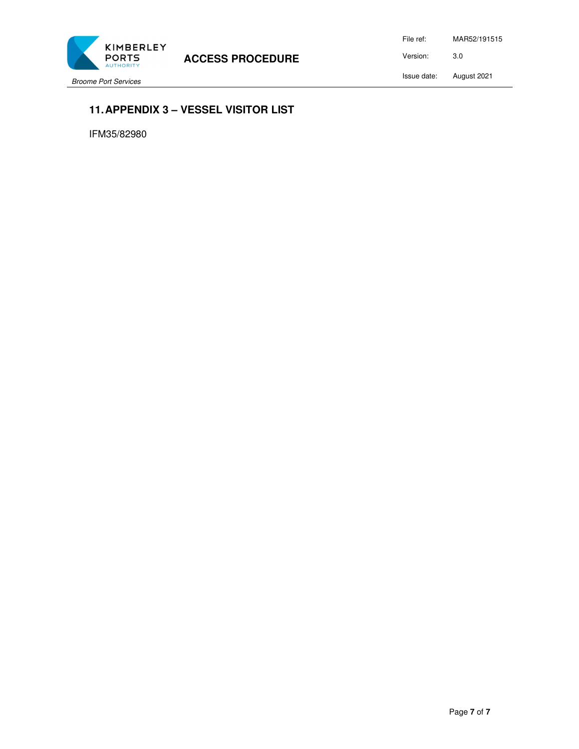## 11. APPENDIX 3 – VESSEL VISITOR LIST

IFM35/82980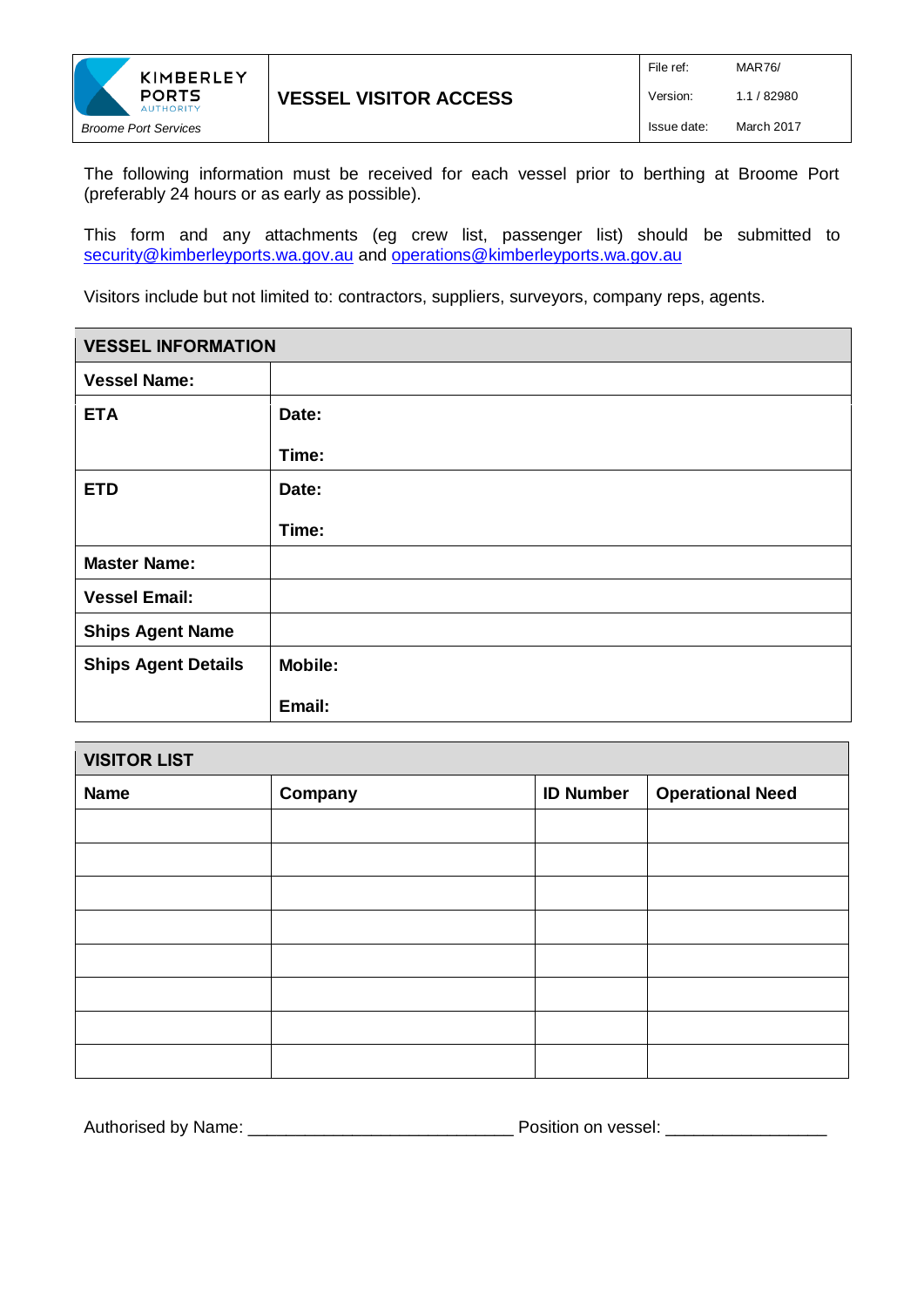| KIMBERLEY PORTS AUTHORITY<br>*Broome Port Services* | **VESSEL VISITOR ACCESS** | File ref: | MAR76/ |
|---|---|---|---|
| | | Version: | 1.1 / 82980 |
| | | Issue date: | March 2017 |

The following information must be received for each vessel prior to berthing at Broome Port (preferably 24 hours or as early as possible).

This form and any attachments (eg crew list, passenger list) should be submitted to security@kimberleyports.wa.gov.au and operations@kimberleyports.wa.gov.au

Visitors include but not limited to: contractors, suppliers, surveyors, company reps, agents.

| **VESSEL INFORMATION** | |
|---|---|
| **Vessel Name:** | |
| **ETA** | **Date:**<br><br>**Time:** |
| **ETD** | **Date:**<br><br>**Time:** |
| **Master Name:** | |
| **Vessel Email:** | |
| **Ships Agent Name** | |
| **Ships Agent Details** | **Mobile:**<br><br>**Email:** |

| **VISITOR LIST** | | | |
|---|---|---|---|
| **Name** | **Company** | **ID Number** | **Operational Need** |
| | | | |
| | | | |
| | | | |
| | | | |
| | | | |
| | | | |
| | | | |
| | | | |

Authorised by Name: ____________________________ Position on vessel: _________________